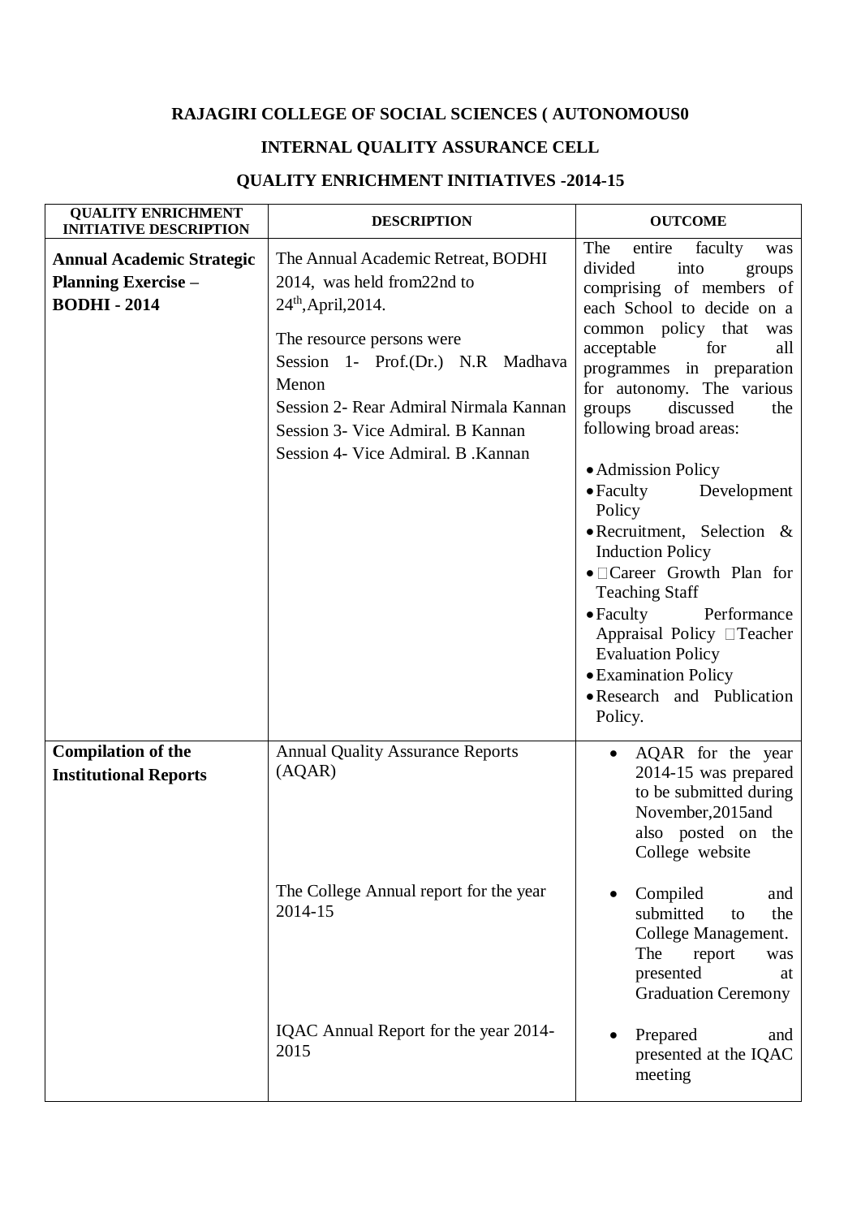**RAJAGIRI COLLEGE OF SOCIAL SCIENCES ( AUTONOMOUS0**

**INTERNAL QUALITY ASSURANCE CELL**

**QUALITY ENRICHMENT INITIATIVES -2014-15**

| QUALITY ENRICHMENT INITIATIVE DESCRIPTION | DESCRIPTION | OUTCOME |
|---|---|---|
| **Annual Academic Strategic Planning Exercise – BODHI - 2014** | The Annual Academic Retreat, BODHI 2014, was held from22nd to 24th,April,2014.<br><br>The resource persons were<br>Session 1- Prof.(Dr.) N.R Madhava Menon<br>Session 2- Rear Admiral Nirmala Kannan<br>Session 3- Vice Admiral. B Kannan<br>Session 4- Vice Admiral. B .Kannan | The entire faculty was divided into groups comprising of members of each School to decide on a common policy that was acceptable for all programmes in preparation for autonomy. The various groups discussed the following broad areas:<br><br>• Admission Policy<br>• Faculty Development Policy<br>• Recruitment, Selection & Induction Policy<br>• Career Growth Plan for Teaching Staff<br>• Faculty Performance Appraisal Policy Teacher Evaluation Policy<br>• Examination Policy<br>• Research and Publication Policy. |
| **Compilation of the Institutional Reports** | Annual Quality Assurance Reports (AQAR) | • AQAR for the year 2014-15 was prepared to be submitted during November,2015and also posted on the College website |
| | The College Annual report for the year 2014-15 | • Compiled and submitted to the College Management. The report was presented at Graduation Ceremony |
| | IQAC Annual Report for the year 2014-2015 | • Prepared and presented at the IQAC meeting |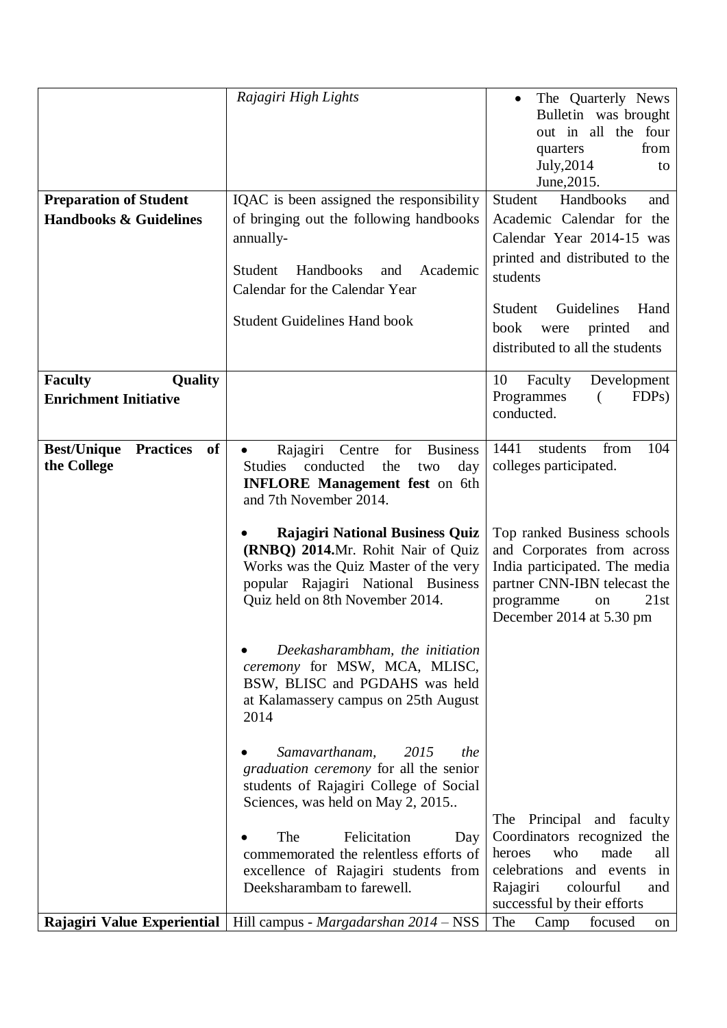| | | |
|---|---|---|
| | *Rajagiri High Lights* | • The Quarterly News Bulletin was brought out in all the four quarters from July,2014 to June,2015. |
| **Preparation of Student Handbooks & Guidelines** | IQAC is been assigned the responsibility of bringing out the following handbooks annually- <br><br> Student Handbooks and Academic Calendar for the Calendar Year <br><br> Student Guidelines Hand book | Student Handbooks and Academic Calendar for the Calendar Year 2014-15 was printed and distributed to the students <br><br> Student Guidelines Hand book were printed and distributed to all the students |
| **Faculty Quality Enrichment Initiative** | | 10 Faculty Development Programmes ( FDPs) conducted. |
| **Best/Unique Practices of the College** | • Rajagiri Centre for Business Studies conducted the two day **INFLORE Management fest** on 6th and 7th November 2014. <br><br> • **Rajagiri National Business Quiz (RNBQ) 2014.** Mr. Rohit Nair of Quiz Works was the Quiz Master of the very popular Rajagiri National Business Quiz held on 8th November 2014. <br><br> • *Deekasharambham, the initiation ceremony* for MSW, MCA, MLISC, BSW, BLISC and PGDAHS was held at Kalamassery campus on 25th August 2014 <br><br> • *Samavarthanam, 2015 the graduation ceremony* for all the senior students of Rajagiri College of Social Sciences, was held on May 2, 2015.. <br><br> • The Felicitation Day commemorated the relentless efforts of excellence of Rajagiri students from Deeksharambam to farewell. | 1441 students from 104 colleges participated. <br><br> Top ranked Business schools and Corporates from across India participated. The media partner CNN-IBN telecast the programme on 21st December 2014 at 5.30 pm <br><br> The Principal and faculty Coordinators recognized the heroes who made all celebrations and events in Rajagiri colourful and successful by their efforts |
| **Rajagiri Value Experiential** | Hill campus - *Margadarshan 2014* – NSS | The Camp focused on |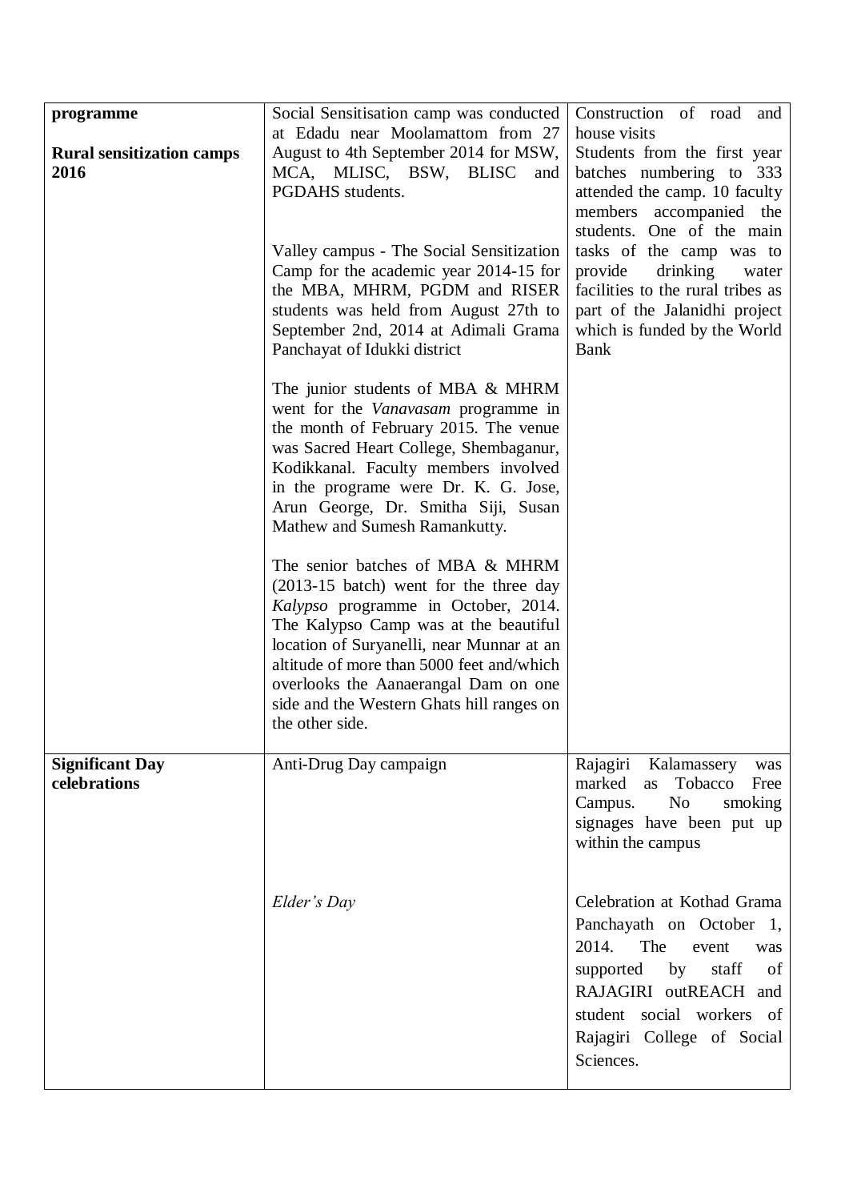| | | |
|---|---|---|
| **programme**<br><br>**Rural sensitization camps 2016** | Social Sensitisation camp was conducted at Edadu near Moolamattom from 27 August to 4th September 2014 for MSW, MCA, MLISC, BSW, BLISC and PGDAHS students.<br><br>Valley campus - The Social Sensitization Camp for the academic year 2014-15 for the MBA, MHRM, PGDM and RISER students was held from August 27th to September 2nd, 2014 at Adimali Grama Panchayat of Idukki district<br><br>The junior students of MBA & MHRM went for the *Vanavasam* programme in the month of February 2015. The venue was Sacred Heart College, Shembaganur, Kodikkanal. Faculty members involved in the programe were Dr. K. G. Jose, Arun George, Dr. Smitha Siji, Susan Mathew and Sumesh Ramankutty.<br><br>The senior batches of MBA & MHRM (2013-15 batch) went for the three day *Kalypso* programme in October, 2014. The Kalypso Camp was at the beautiful location of Suryanelli, near Munnar at an altitude of more than 5000 feet and/which overlooks the Aanaerangal Dam on one side and the Western Ghats hill ranges on the other side. | Construction of road and house visits<br>Students from the first year batches numbering to 333 attended the camp. 10 faculty members accompanied the students. One of the main tasks of the camp was to provide drinking water facilities to the rural tribes as part of the Jalanidhi project which is funded by the World Bank |
| **Significant Day celebrations** | Anti-Drug Day campaign | Rajagiri Kalamassery was marked as Tobacco Free Campus. No smoking signages have been put up within the campus |
| | *Elder's Day* | Celebration at Kothad Grama Panchayath on October 1, 2014. The event was supported by staff of RAJAGIRI outREACH and student social workers of Rajagiri College of Social Sciences. |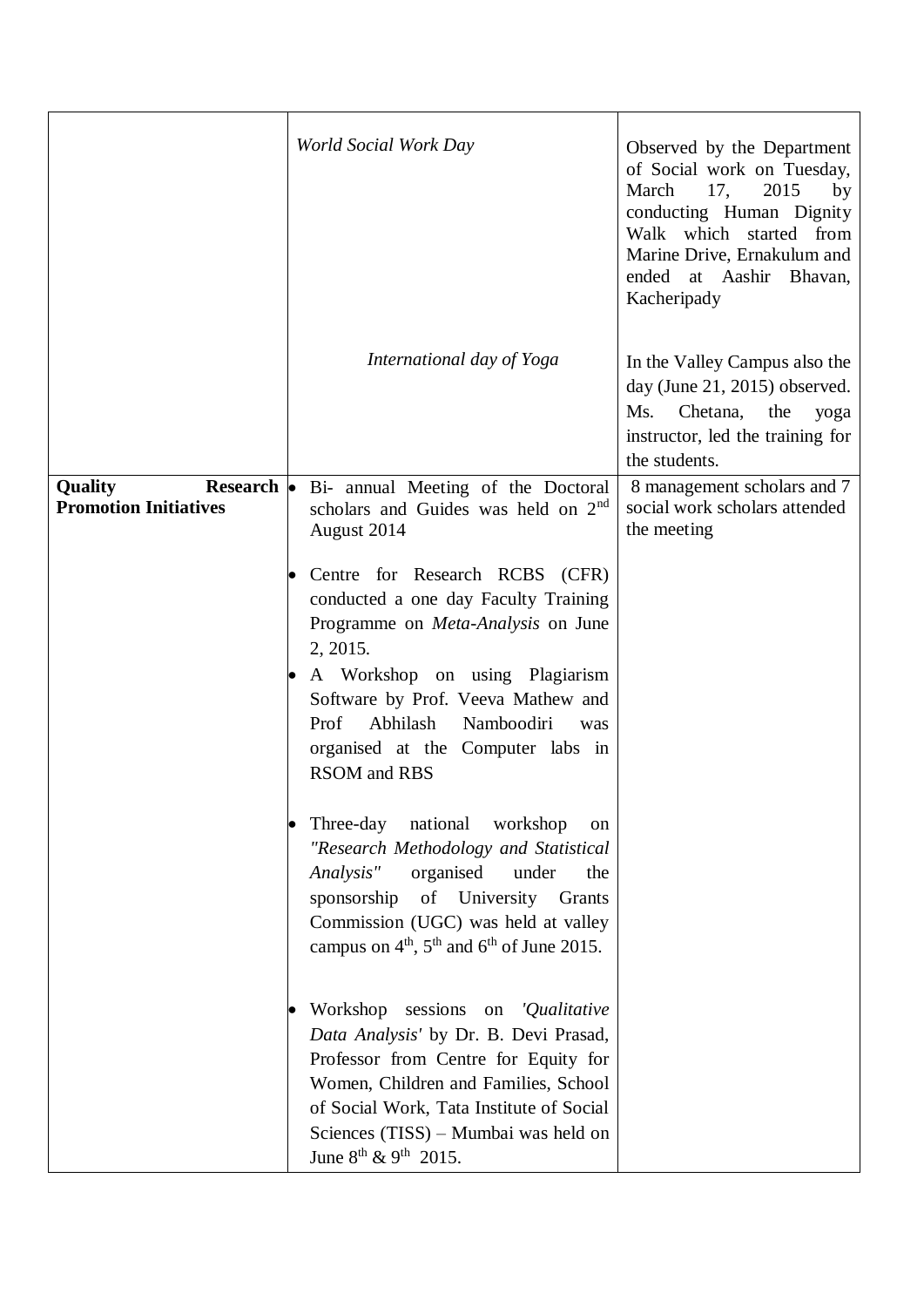| | | |
|---|---|---|
| | *World Social Work Day* | Observed by the Department of Social work on Tuesday, March 17, 2015 by conducting Human Dignity Walk which started from Marine Drive, Ernakulum and ended at Aashir Bhavan, Kacheripady |
| | *International day of Yoga* | In the Valley Campus also the day (June 21, 2015) observed. Ms. Chetana, the yoga instructor, led the training for the students. |
| **Quality Research Promotion Initiatives** | • Bi- annual Meeting of the Doctoral scholars and Guides was held on 2nd August 2014<br><br>• Centre for Research RCBS (CFR) conducted a one day Faculty Training Programme on *Meta-Analysis* on June 2, 2015.<br><br>• A Workshop on using Plagiarism Software by Prof. Veeva Mathew and Prof Abhilash Namboodiri was organised at the Computer labs in RSOM and RBS<br><br>• Three-day national workshop on *"Research Methodology and Statistical Analysis"* organised under the sponsorship of University Grants Commission (UGC) was held at valley campus on 4th, 5th and 6th of June 2015.<br><br>• Workshop sessions on *'Qualitative Data Analysis'* by Dr. B. Devi Prasad, Professor from Centre for Equity for Women, Children and Families, School of Social Work, Tata Institute of Social Sciences (TISS) – Mumbai was held on June 8th & 9th 2015. | 8 management scholars and 7 social work scholars attended the meeting |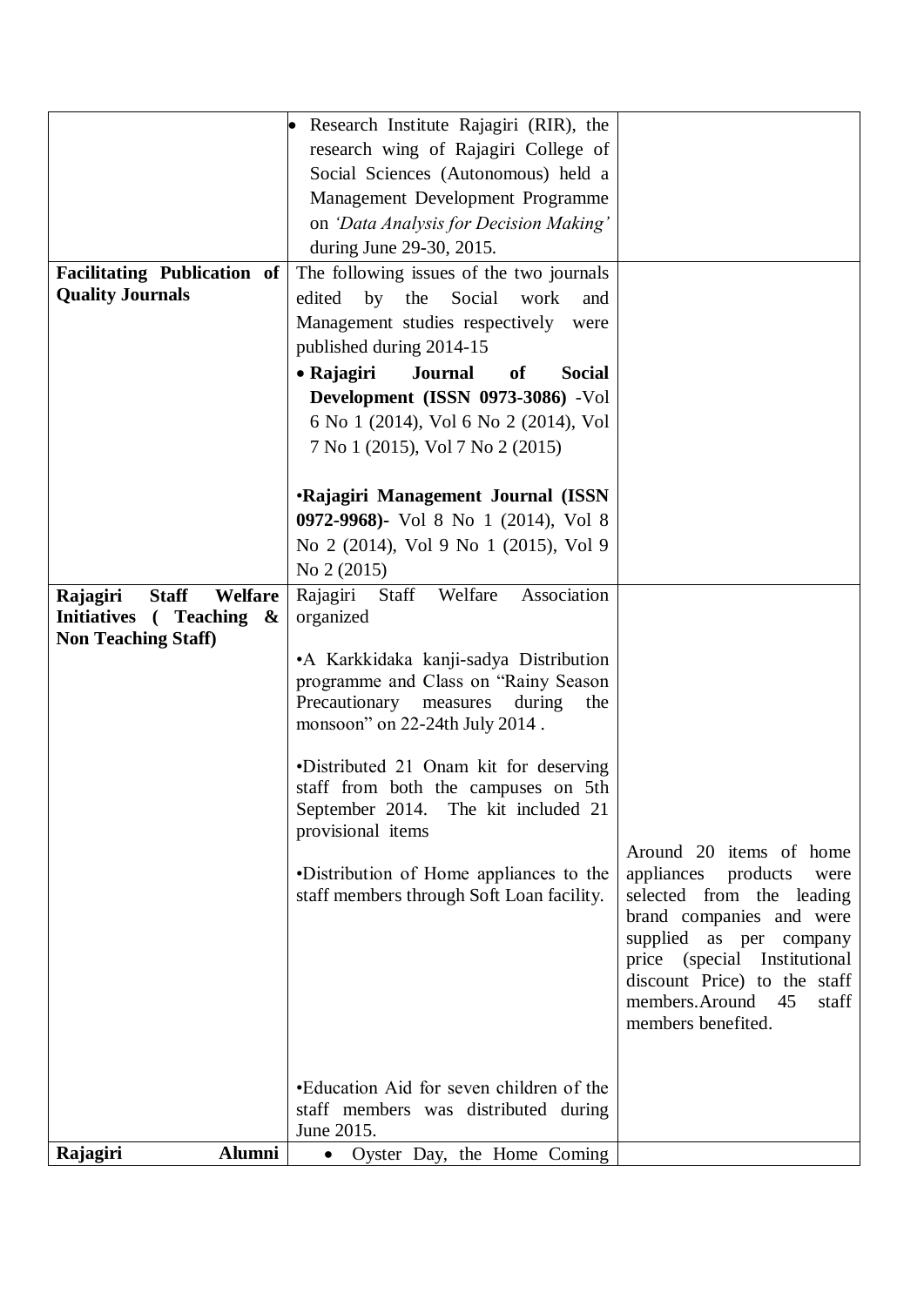| | | |
|---|---|---|
| | • Research Institute Rajagiri (RIR), the research wing of Rajagiri College of Social Sciences (Autonomous) held a Management Development Programme on *'Data Analysis for Decision Making'* during June 29-30, 2015. | |
| **Facilitating Publication of Quality Journals** | The following issues of the two journals edited by the Social work and Management studies respectively were published during 2014-15<br>• **Rajagiri Journal of Social Development (ISSN 0973-3086)** -Vol 6 No 1 (2014), Vol 6 No 2 (2014), Vol 7 No 1 (2015), Vol 7 No 2 (2015)<br><br>•**Rajagiri Management Journal (ISSN 0972-9968)-** Vol 8 No 1 (2014), Vol 8 No 2 (2014), Vol 9 No 1 (2015), Vol 9 No 2 (2015) | |
| **Rajagiri Staff Welfare Initiatives ( Teaching & Non Teaching Staff)** | Rajagiri Staff Welfare Association organized<br><br>•A Karkkidaka kanji-sadya Distribution programme and Class on "Rainy Season Precautionary measures during the monsoon" on 22-24th July 2014 .<br><br>•Distributed 21 Onam kit for deserving staff from both the campuses on 5th September 2014. The kit included 21 provisional items<br><br>•Distribution of Home appliances to the staff members through Soft Loan facility.<br><br>•Education Aid for seven children of the staff members was distributed during June 2015. | Around 20 items of home appliances products were selected from the leading brand companies and were supplied as per company price (special Institutional discount Price) to the staff members.Around 45 staff members benefited. |
| **Rajagiri Alumni** | • Oyster Day, the Home Coming | |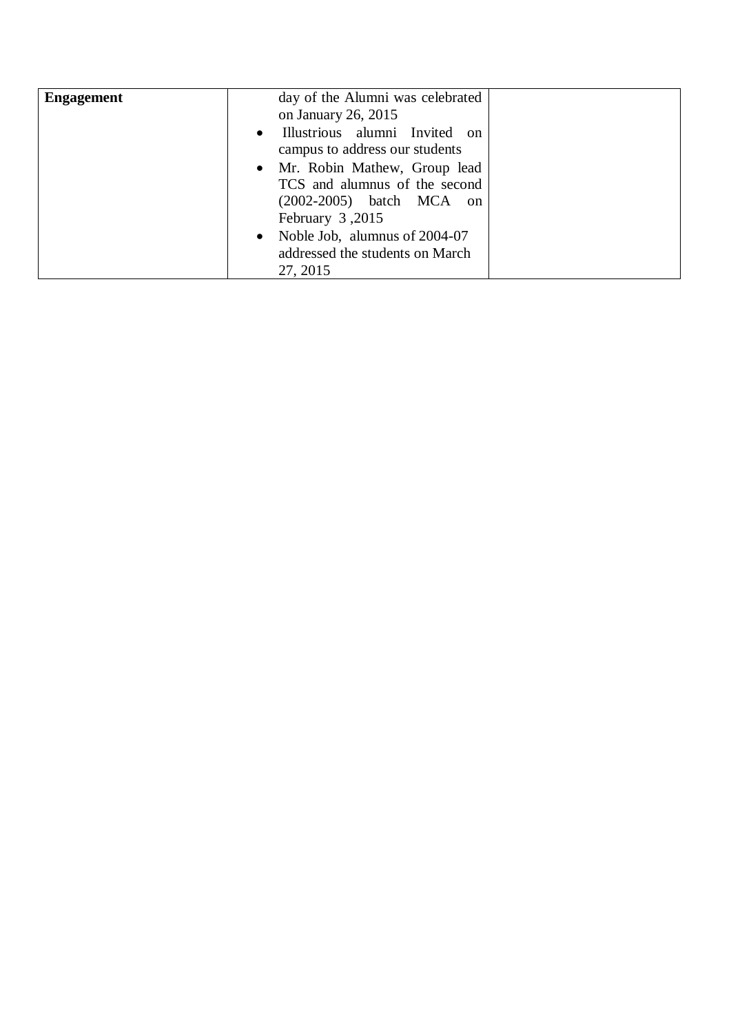| | | |
|---|---|---|
| **Engagement** | day of the Alumni was celebrated on January 26, 2015<br>• Illustrious alumni Invited on campus to address our students<br>• Mr. Robin Mathew, Group lead TCS and alumnus of the second (2002-2005) batch MCA on February 3 ,2015<br>• Noble Job, alumnus of 2004-07 addressed the students on March 27, 2015 | |